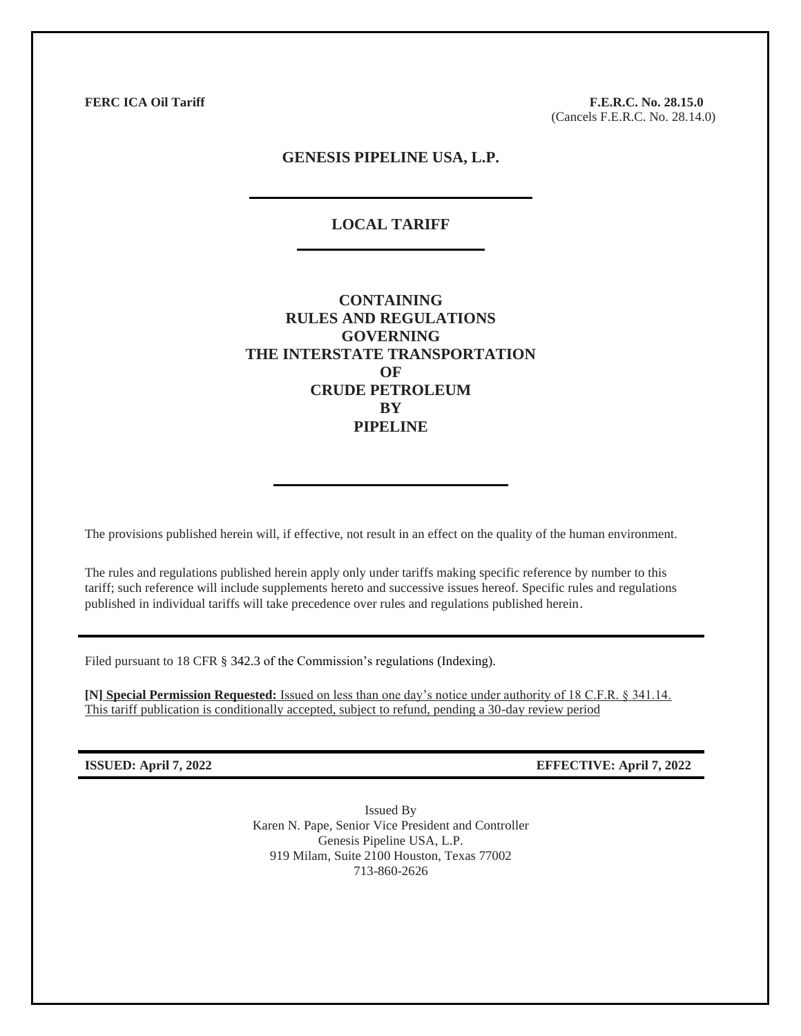**FERC ICA Oil Tariff**

**F.E.R.C. No. 28.15.0**
(Cancels F.E.R.C. No. 28.14.0)

# GENESIS PIPELINE USA, L.P.

## LOCAL TARIFF

## CONTAINING RULES AND REGULATIONS GOVERNING THE INTERSTATE TRANSPORTATION OF CRUDE PETROLEUM BY PIPELINE

The provisions published herein will, if effective, not result in an effect on the quality of the human environment.

The rules and regulations published herein apply only under tariffs making specific reference by number to this tariff; such reference will include supplements hereto and successive issues hereof. Specific rules and regulations published in individual tariffs will take precedence over rules and regulations published herein.

Filed pursuant to 18 CFR § 342.3 of the Commission's regulations (Indexing).

**[N] Special Permission Requested:** Issued on less than one day's notice under authority of 18 C.F.R. § 341.14. This tariff publication is conditionally accepted, subject to refund, pending a 30-day review period

**ISSUED: April 7, 2022**

**EFFECTIVE: April 7, 2022**

Issued By
Karen N. Pape, Senior Vice President and Controller
Genesis Pipeline USA, L.P.
919 Milam, Suite 2100 Houston, Texas 77002
713-860-2626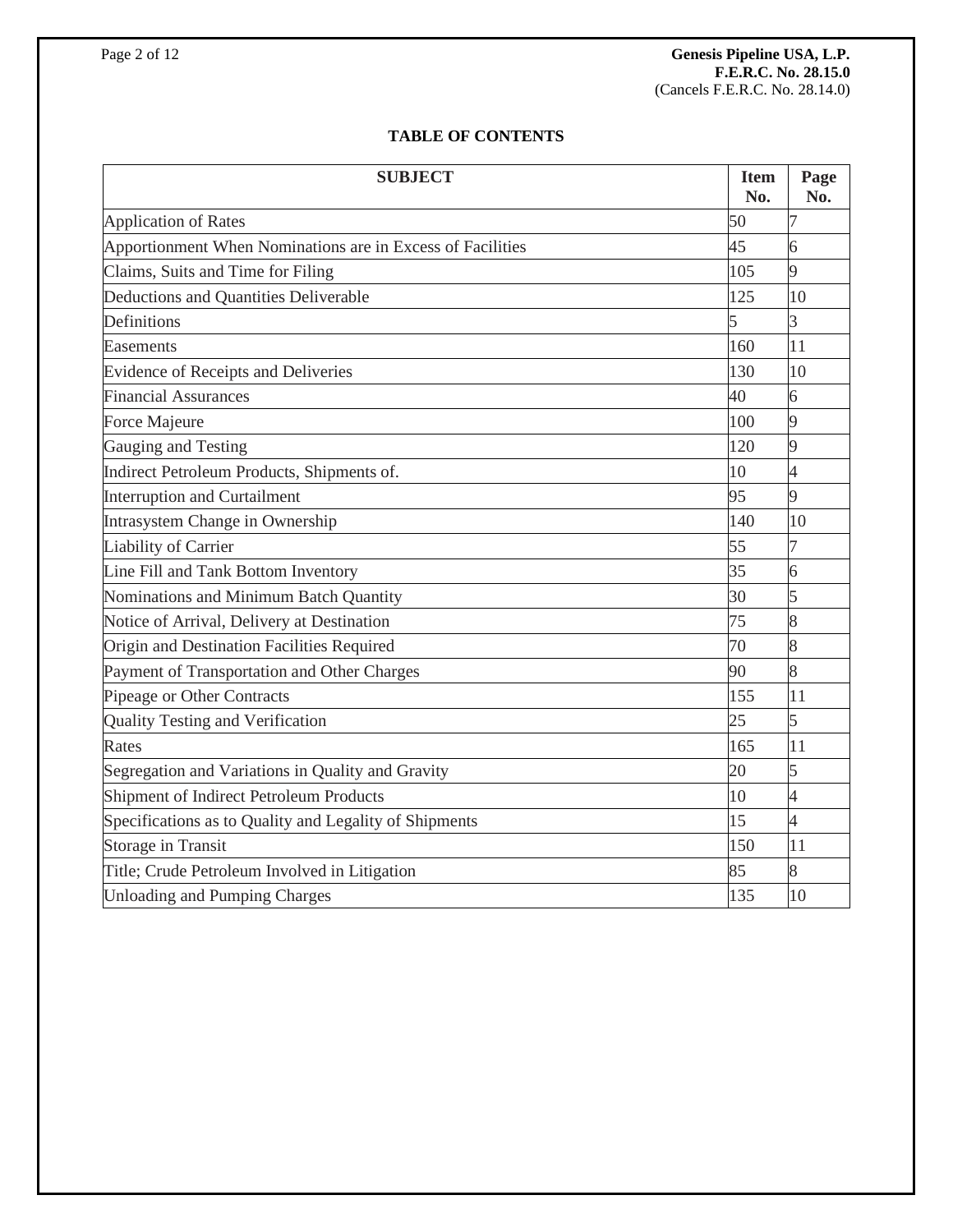## TABLE OF CONTENTS

| SUBJECT | Item No. | Page No. |
|---|---|---|
| Application of Rates | 50 | 7 |
| Apportionment When Nominations are in Excess of Facilities | 45 | 6 |
| Claims, Suits and Time for Filing | 105 | 9 |
| Deductions and Quantities Deliverable | 125 | 10 |
| Definitions | 5 | 3 |
| Easements | 160 | 11 |
| Evidence of Receipts and Deliveries | 130 | 10 |
| Financial Assurances | 40 | 6 |
| Force Majeure | 100 | 9 |
| Gauging and Testing | 120 | 9 |
| Indirect Petroleum Products, Shipments of. | 10 | 4 |
| Interruption and Curtailment | 95 | 9 |
| Intrasystem Change in Ownership | 140 | 10 |
| Liability of Carrier | 55 | 7 |
| Line Fill and Tank Bottom Inventory | 35 | 6 |
| Nominations and Minimum Batch Quantity | 30 | 5 |
| Notice of Arrival, Delivery at Destination | 75 | 8 |
| Origin and Destination Facilities Required | 70 | 8 |
| Payment of Transportation and Other Charges | 90 | 8 |
| Pipeage or Other Contracts | 155 | 11 |
| Quality Testing and Verification | 25 | 5 |
| Rates | 165 | 11 |
| Segregation and Variations in Quality and Gravity | 20 | 5 |
| Shipment of Indirect Petroleum Products | 10 | 4 |
| Specifications as to Quality and Legality of Shipments | 15 | 4 |
| Storage in Transit | 150 | 11 |
| Title; Crude Petroleum Involved in Litigation | 85 | 8 |
| Unloading and Pumping Charges | 135 | 10 |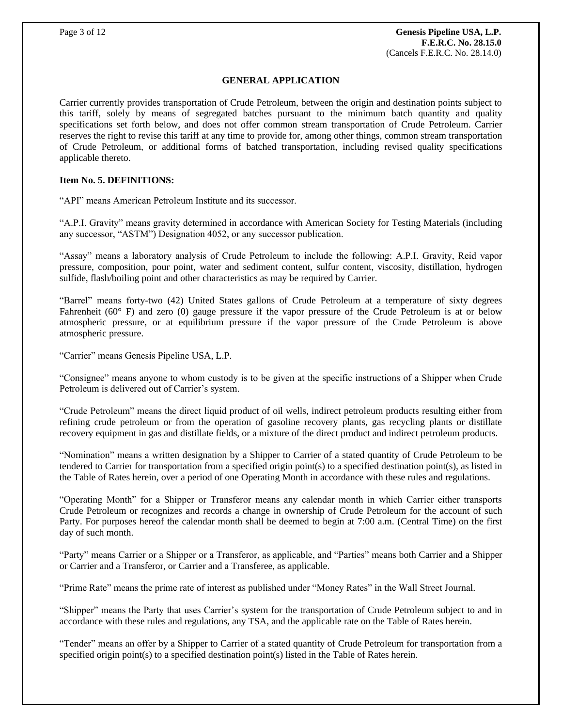## GENERAL APPLICATION

Carrier currently provides transportation of Crude Petroleum, between the origin and destination points subject to this tariff, solely by means of segregated batches pursuant to the minimum batch quantity and quality specifications set forth below, and does not offer common stream transportation of Crude Petroleum. Carrier reserves the right to revise this tariff at any time to provide for, among other things, common stream transportation of Crude Petroleum, or additional forms of batched transportation, including revised quality specifications applicable thereto.

**Item No. 5. DEFINITIONS:**

"API" means American Petroleum Institute and its successor.

"A.P.I. Gravity" means gravity determined in accordance with American Society for Testing Materials (including any successor, "ASTM") Designation 4052, or any successor publication.

"Assay" means a laboratory analysis of Crude Petroleum to include the following: A.P.I. Gravity, Reid vapor pressure, composition, pour point, water and sediment content, sulfur content, viscosity, distillation, hydrogen sulfide, flash/boiling point and other characteristics as may be required by Carrier.

"Barrel" means forty-two (42) United States gallons of Crude Petroleum at a temperature of sixty degrees Fahrenheit (60° F) and zero (0) gauge pressure if the vapor pressure of the Crude Petroleum is at or below atmospheric pressure, or at equilibrium pressure if the vapor pressure of the Crude Petroleum is above atmospheric pressure.

"Carrier" means Genesis Pipeline USA, L.P.

"Consignee" means anyone to whom custody is to be given at the specific instructions of a Shipper when Crude Petroleum is delivered out of Carrier's system.

"Crude Petroleum" means the direct liquid product of oil wells, indirect petroleum products resulting either from refining crude petroleum or from the operation of gasoline recovery plants, gas recycling plants or distillate recovery equipment in gas and distillate fields, or a mixture of the direct product and indirect petroleum products.

"Nomination" means a written designation by a Shipper to Carrier of a stated quantity of Crude Petroleum to be tendered to Carrier for transportation from a specified origin point(s) to a specified destination point(s), as listed in the Table of Rates herein, over a period of one Operating Month in accordance with these rules and regulations.

"Operating Month" for a Shipper or Transferor means any calendar month in which Carrier either transports Crude Petroleum or recognizes and records a change in ownership of Crude Petroleum for the account of such Party. For purposes hereof the calendar month shall be deemed to begin at 7:00 a.m. (Central Time) on the first day of such month.

"Party" means Carrier or a Shipper or a Transferor, as applicable, and "Parties" means both Carrier and a Shipper or Carrier and a Transferor, or Carrier and a Transferee, as applicable.

"Prime Rate" means the prime rate of interest as published under "Money Rates" in the Wall Street Journal.

"Shipper" means the Party that uses Carrier's system for the transportation of Crude Petroleum subject to and in accordance with these rules and regulations, any TSA, and the applicable rate on the Table of Rates herein.

"Tender" means an offer by a Shipper to Carrier of a stated quantity of Crude Petroleum for transportation from a specified origin point(s) to a specified destination point(s) listed in the Table of Rates herein.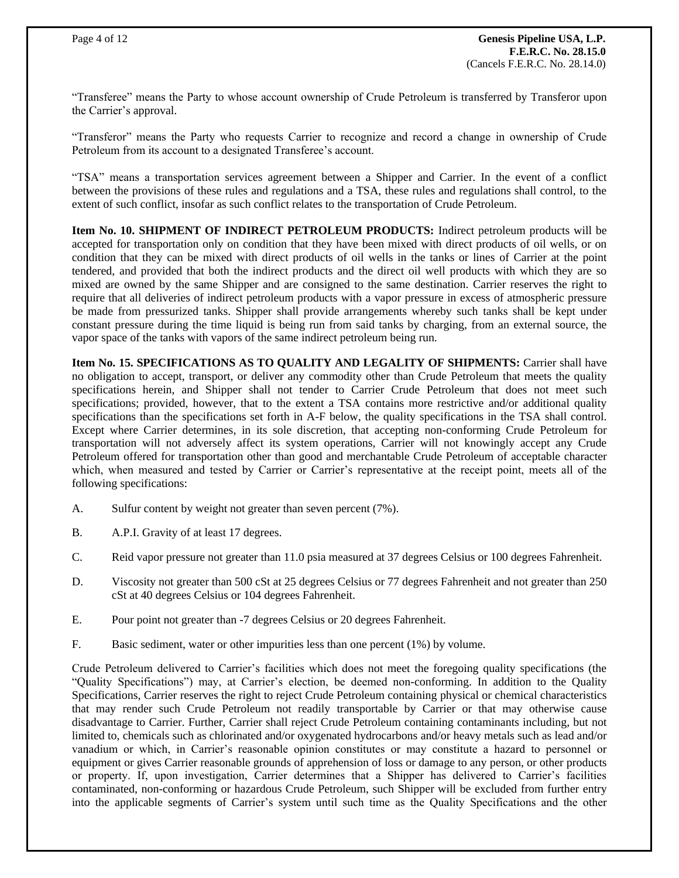"Transferee" means the Party to whose account ownership of Crude Petroleum is transferred by Transferor upon the Carrier's approval.

"Transferor" means the Party who requests Carrier to recognize and record a change in ownership of Crude Petroleum from its account to a designated Transferee's account.

"TSA" means a transportation services agreement between a Shipper and Carrier. In the event of a conflict between the provisions of these rules and regulations and a TSA, these rules and regulations shall control, to the extent of such conflict, insofar as such conflict relates to the transportation of Crude Petroleum.

**Item No. 10. SHIPMENT OF INDIRECT PETROLEUM PRODUCTS:** Indirect petroleum products will be accepted for transportation only on condition that they have been mixed with direct products of oil wells, or on condition that they can be mixed with direct products of oil wells in the tanks or lines of Carrier at the point tendered, and provided that both the indirect products and the direct oil well products with which they are so mixed are owned by the same Shipper and are consigned to the same destination. Carrier reserves the right to require that all deliveries of indirect petroleum products with a vapor pressure in excess of atmospheric pressure be made from pressurized tanks. Shipper shall provide arrangements whereby such tanks shall be kept under constant pressure during the time liquid is being run from said tanks by charging, from an external source, the vapor space of the tanks with vapors of the same indirect petroleum being run.

**Item No. 15. SPECIFICATIONS AS TO QUALITY AND LEGALITY OF SHIPMENTS:** Carrier shall have no obligation to accept, transport, or deliver any commodity other than Crude Petroleum that meets the quality specifications herein, and Shipper shall not tender to Carrier Crude Petroleum that does not meet such specifications; provided, however, that to the extent a TSA contains more restrictive and/or additional quality specifications than the specifications set forth in A-F below, the quality specifications in the TSA shall control. Except where Carrier determines, in its sole discretion, that accepting non-conforming Crude Petroleum for transportation will not adversely affect its system operations, Carrier will not knowingly accept any Crude Petroleum offered for transportation other than good and merchantable Crude Petroleum of acceptable character which, when measured and tested by Carrier or Carrier's representative at the receipt point, meets all of the following specifications:

A. Sulfur content by weight not greater than seven percent (7%).

B. A.P.I. Gravity of at least 17 degrees.

C. Reid vapor pressure not greater than 11.0 psia measured at 37 degrees Celsius or 100 degrees Fahrenheit.

D. Viscosity not greater than 500 cSt at 25 degrees Celsius or 77 degrees Fahrenheit and not greater than 250 cSt at 40 degrees Celsius or 104 degrees Fahrenheit.

E. Pour point not greater than -7 degrees Celsius or 20 degrees Fahrenheit.

F. Basic sediment, water or other impurities less than one percent (1%) by volume.

Crude Petroleum delivered to Carrier's facilities which does not meet the foregoing quality specifications (the "Quality Specifications") may, at Carrier's election, be deemed non-conforming. In addition to the Quality Specifications, Carrier reserves the right to reject Crude Petroleum containing physical or chemical characteristics that may render such Crude Petroleum not readily transportable by Carrier or that may otherwise cause disadvantage to Carrier. Further, Carrier shall reject Crude Petroleum containing contaminants including, but not limited to, chemicals such as chlorinated and/or oxygenated hydrocarbons and/or heavy metals such as lead and/or vanadium or which, in Carrier's reasonable opinion constitutes or may constitute a hazard to personnel or equipment or gives Carrier reasonable grounds of apprehension of loss or damage to any person, or other products or property. If, upon investigation, Carrier determines that a Shipper has delivered to Carrier's facilities contaminated, non-conforming or hazardous Crude Petroleum, such Shipper will be excluded from further entry into the applicable segments of Carrier's system until such time as the Quality Specifications and the other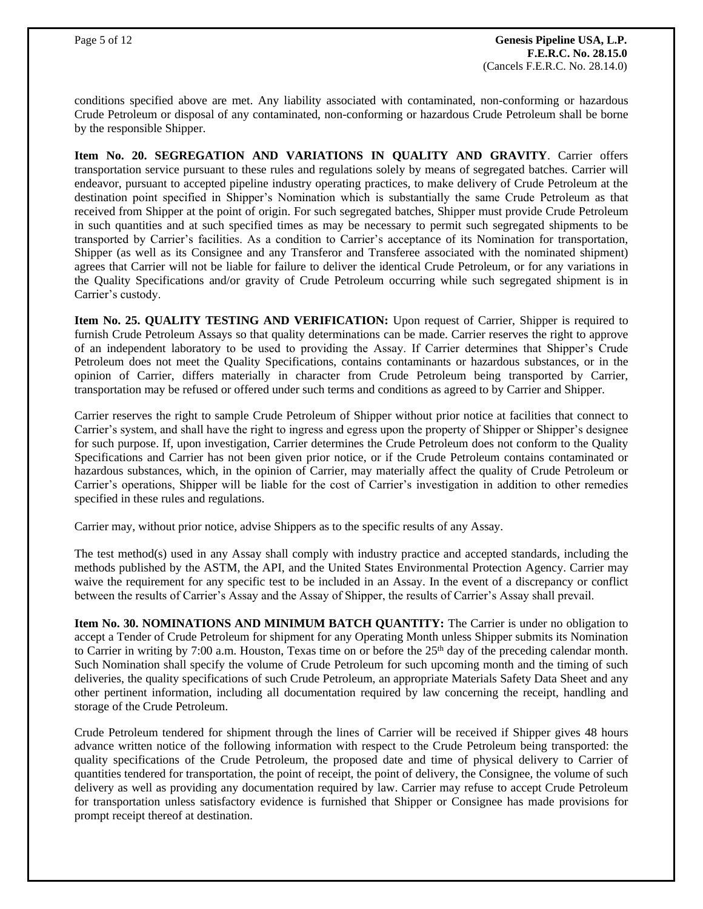conditions specified above are met. Any liability associated with contaminated, non-conforming or hazardous Crude Petroleum or disposal of any contaminated, non-conforming or hazardous Crude Petroleum shall be borne by the responsible Shipper.

**Item No. 20. SEGREGATION AND VARIATIONS IN QUALITY AND GRAVITY**. Carrier offers transportation service pursuant to these rules and regulations solely by means of segregated batches. Carrier will endeavor, pursuant to accepted pipeline industry operating practices, to make delivery of Crude Petroleum at the destination point specified in Shipper's Nomination which is substantially the same Crude Petroleum as that received from Shipper at the point of origin. For such segregated batches, Shipper must provide Crude Petroleum in such quantities and at such specified times as may be necessary to permit such segregated shipments to be transported by Carrier's facilities. As a condition to Carrier's acceptance of its Nomination for transportation, Shipper (as well as its Consignee and any Transferor and Transferee associated with the nominated shipment) agrees that Carrier will not be liable for failure to deliver the identical Crude Petroleum, or for any variations in the Quality Specifications and/or gravity of Crude Petroleum occurring while such segregated shipment is in Carrier's custody.

**Item No. 25. QUALITY TESTING AND VERIFICATION:** Upon request of Carrier, Shipper is required to furnish Crude Petroleum Assays so that quality determinations can be made. Carrier reserves the right to approve of an independent laboratory to be used to providing the Assay. If Carrier determines that Shipper's Crude Petroleum does not meet the Quality Specifications, contains contaminants or hazardous substances, or in the opinion of Carrier, differs materially in character from Crude Petroleum being transported by Carrier, transportation may be refused or offered under such terms and conditions as agreed to by Carrier and Shipper.

Carrier reserves the right to sample Crude Petroleum of Shipper without prior notice at facilities that connect to Carrier's system, and shall have the right to ingress and egress upon the property of Shipper or Shipper's designee for such purpose. If, upon investigation, Carrier determines the Crude Petroleum does not conform to the Quality Specifications and Carrier has not been given prior notice, or if the Crude Petroleum contains contaminated or hazardous substances, which, in the opinion of Carrier, may materially affect the quality of Crude Petroleum or Carrier's operations, Shipper will be liable for the cost of Carrier's investigation in addition to other remedies specified in these rules and regulations.

Carrier may, without prior notice, advise Shippers as to the specific results of any Assay.

The test method(s) used in any Assay shall comply with industry practice and accepted standards, including the methods published by the ASTM, the API, and the United States Environmental Protection Agency. Carrier may waive the requirement for any specific test to be included in an Assay. In the event of a discrepancy or conflict between the results of Carrier's Assay and the Assay of Shipper, the results of Carrier's Assay shall prevail.

**Item No. 30. NOMINATIONS AND MINIMUM BATCH QUANTITY:** The Carrier is under no obligation to accept a Tender of Crude Petroleum for shipment for any Operating Month unless Shipper submits its Nomination to Carrier in writing by 7:00 a.m. Houston, Texas time on or before the 25th day of the preceding calendar month. Such Nomination shall specify the volume of Crude Petroleum for such upcoming month and the timing of such deliveries, the quality specifications of such Crude Petroleum, an appropriate Materials Safety Data Sheet and any other pertinent information, including all documentation required by law concerning the receipt, handling and storage of the Crude Petroleum.

Crude Petroleum tendered for shipment through the lines of Carrier will be received if Shipper gives 48 hours advance written notice of the following information with respect to the Crude Petroleum being transported: the quality specifications of the Crude Petroleum, the proposed date and time of physical delivery to Carrier of quantities tendered for transportation, the point of receipt, the point of delivery, the Consignee, the volume of such delivery as well as providing any documentation required by law. Carrier may refuse to accept Crude Petroleum for transportation unless satisfactory evidence is furnished that Shipper or Consignee has made provisions for prompt receipt thereof at destination.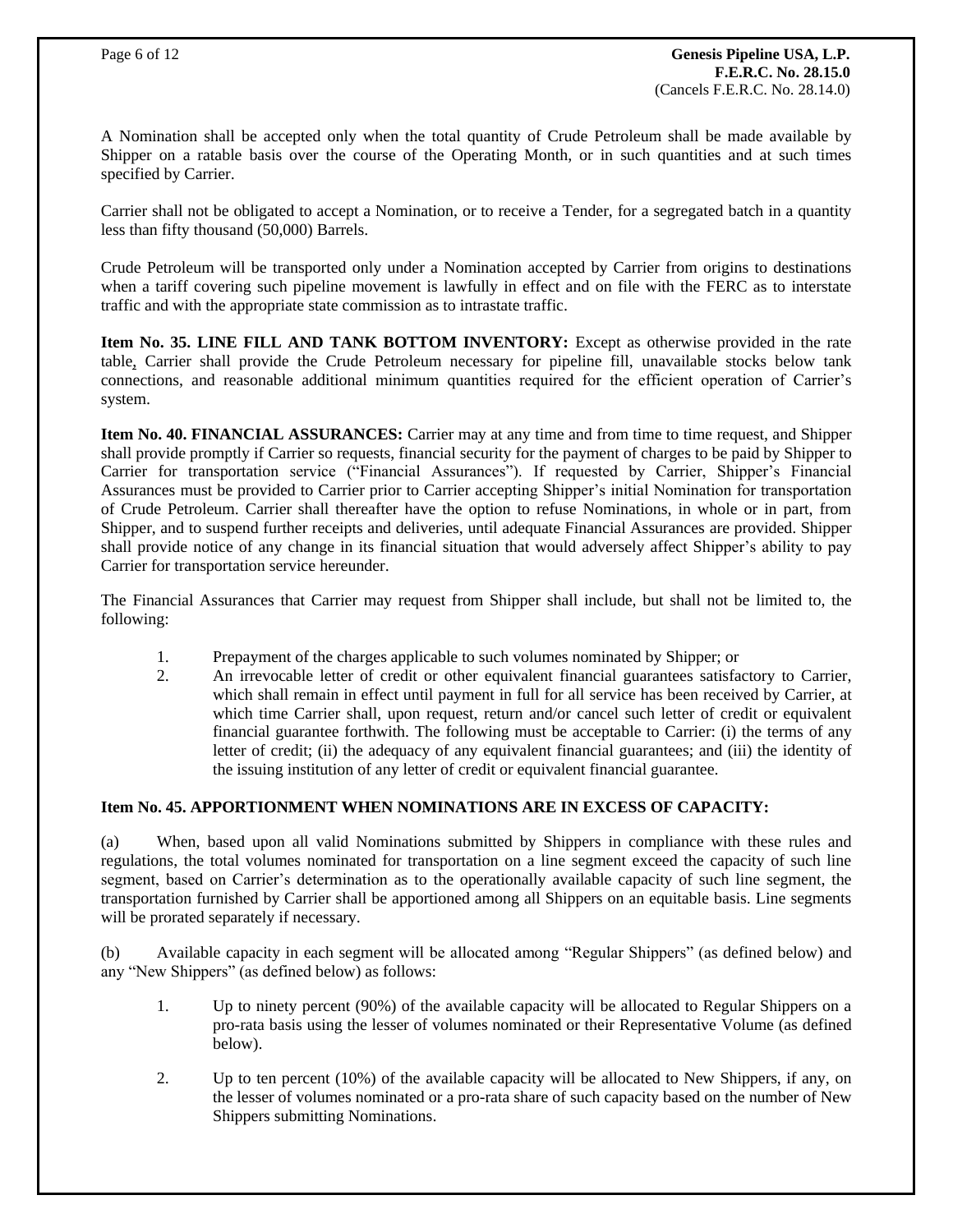A Nomination shall be accepted only when the total quantity of Crude Petroleum shall be made available by Shipper on a ratable basis over the course of the Operating Month, or in such quantities and at such times specified by Carrier.

Carrier shall not be obligated to accept a Nomination, or to receive a Tender, for a segregated batch in a quantity less than fifty thousand (50,000) Barrels.

Crude Petroleum will be transported only under a Nomination accepted by Carrier from origins to destinations when a tariff covering such pipeline movement is lawfully in effect and on file with the FERC as to interstate traffic and with the appropriate state commission as to intrastate traffic.

**Item No. 35. LINE FILL AND TANK BOTTOM INVENTORY:** Except as otherwise provided in the rate table, Carrier shall provide the Crude Petroleum necessary for pipeline fill, unavailable stocks below tank connections, and reasonable additional minimum quantities required for the efficient operation of Carrier's system.

**Item No. 40. FINANCIAL ASSURANCES:** Carrier may at any time and from time to time request, and Shipper shall provide promptly if Carrier so requests, financial security for the payment of charges to be paid by Shipper to Carrier for transportation service ("Financial Assurances"). If requested by Carrier, Shipper's Financial Assurances must be provided to Carrier prior to Carrier accepting Shipper's initial Nomination for transportation of Crude Petroleum. Carrier shall thereafter have the option to refuse Nominations, in whole or in part, from Shipper, and to suspend further receipts and deliveries, until adequate Financial Assurances are provided. Shipper shall provide notice of any change in its financial situation that would adversely affect Shipper's ability to pay Carrier for transportation service hereunder.

The Financial Assurances that Carrier may request from Shipper shall include, but shall not be limited to, the following:

1. Prepayment of the charges applicable to such volumes nominated by Shipper; or
2. An irrevocable letter of credit or other equivalent financial guarantees satisfactory to Carrier, which shall remain in effect until payment in full for all service has been received by Carrier, at which time Carrier shall, upon request, return and/or cancel such letter of credit or equivalent financial guarantee forthwith. The following must be acceptable to Carrier: (i) the terms of any letter of credit; (ii) the adequacy of any equivalent financial guarantees; and (iii) the identity of the issuing institution of any letter of credit or equivalent financial guarantee.

**Item No. 45. APPORTIONMENT WHEN NOMINATIONS ARE IN EXCESS OF CAPACITY:**

(a) When, based upon all valid Nominations submitted by Shippers in compliance with these rules and regulations, the total volumes nominated for transportation on a line segment exceed the capacity of such line segment, based on Carrier's determination as to the operationally available capacity of such line segment, the transportation furnished by Carrier shall be apportioned among all Shippers on an equitable basis. Line segments will be prorated separately if necessary.

(b) Available capacity in each segment will be allocated among "Regular Shippers" (as defined below) and any "New Shippers" (as defined below) as follows:

1. Up to ninety percent (90%) of the available capacity will be allocated to Regular Shippers on a pro-rata basis using the lesser of volumes nominated or their Representative Volume (as defined below).
2. Up to ten percent (10%) of the available capacity will be allocated to New Shippers, if any, on the lesser of volumes nominated or a pro-rata share of such capacity based on the number of New Shippers submitting Nominations.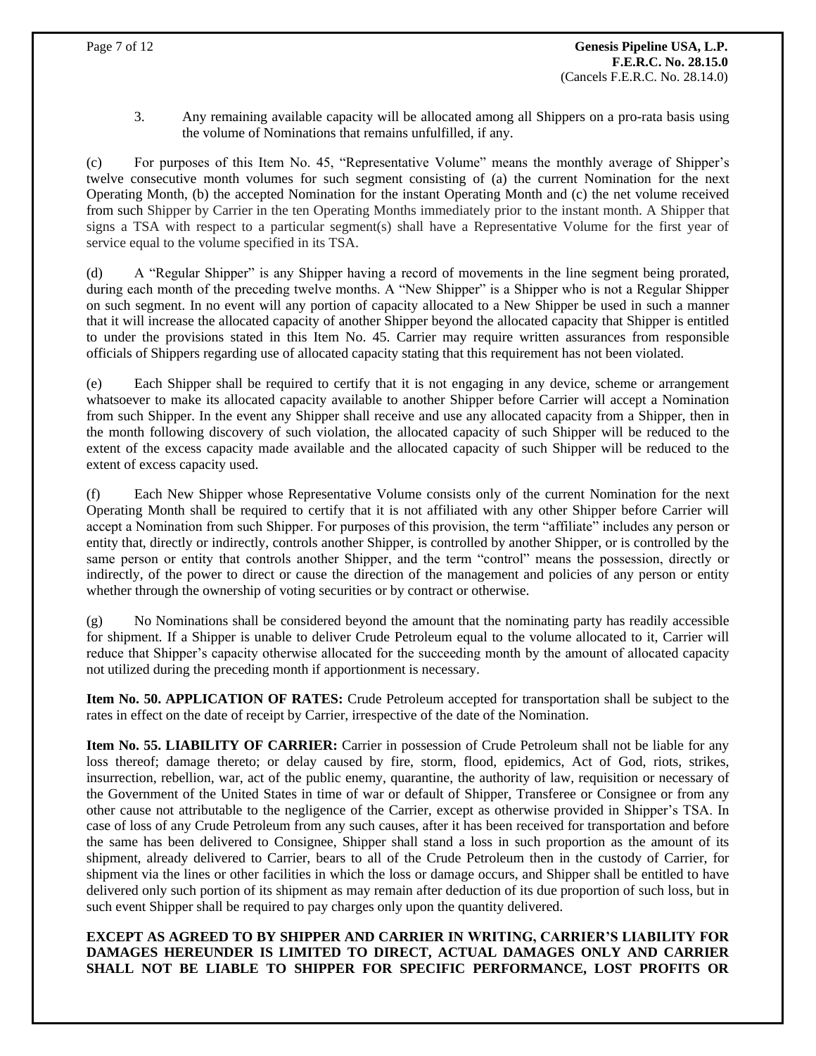3. Any remaining available capacity will be allocated among all Shippers on a pro-rata basis using the volume of Nominations that remains unfulfilled, if any.

(c) For purposes of this Item No. 45, "Representative Volume" means the monthly average of Shipper's twelve consecutive month volumes for such segment consisting of (a) the current Nomination for the next Operating Month, (b) the accepted Nomination for the instant Operating Month and (c) the net volume received from such Shipper by Carrier in the ten Operating Months immediately prior to the instant month. A Shipper that signs a TSA with respect to a particular segment(s) shall have a Representative Volume for the first year of service equal to the volume specified in its TSA.

(d) A "Regular Shipper" is any Shipper having a record of movements in the line segment being prorated, during each month of the preceding twelve months. A "New Shipper" is a Shipper who is not a Regular Shipper on such segment. In no event will any portion of capacity allocated to a New Shipper be used in such a manner that it will increase the allocated capacity of another Shipper beyond the allocated capacity that Shipper is entitled to under the provisions stated in this Item No. 45. Carrier may require written assurances from responsible officials of Shippers regarding use of allocated capacity stating that this requirement has not been violated.

(e) Each Shipper shall be required to certify that it is not engaging in any device, scheme or arrangement whatsoever to make its allocated capacity available to another Shipper before Carrier will accept a Nomination from such Shipper. In the event any Shipper shall receive and use any allocated capacity from a Shipper, then in the month following discovery of such violation, the allocated capacity of such Shipper will be reduced to the extent of the excess capacity made available and the allocated capacity of such Shipper will be reduced to the extent of excess capacity used.

(f) Each New Shipper whose Representative Volume consists only of the current Nomination for the next Operating Month shall be required to certify that it is not affiliated with any other Shipper before Carrier will accept a Nomination from such Shipper. For purposes of this provision, the term "affiliate" includes any person or entity that, directly or indirectly, controls another Shipper, is controlled by another Shipper, or is controlled by the same person or entity that controls another Shipper, and the term "control" means the possession, directly or indirectly, of the power to direct or cause the direction of the management and policies of any person or entity whether through the ownership of voting securities or by contract or otherwise.

(g) No Nominations shall be considered beyond the amount that the nominating party has readily accessible for shipment. If a Shipper is unable to deliver Crude Petroleum equal to the volume allocated to it, Carrier will reduce that Shipper's capacity otherwise allocated for the succeeding month by the amount of allocated capacity not utilized during the preceding month if apportionment is necessary.

**Item No. 50. APPLICATION OF RATES:** Crude Petroleum accepted for transportation shall be subject to the rates in effect on the date of receipt by Carrier, irrespective of the date of the Nomination.

**Item No. 55. LIABILITY OF CARRIER:** Carrier in possession of Crude Petroleum shall not be liable for any loss thereof; damage thereto; or delay caused by fire, storm, flood, epidemics, Act of God, riots, strikes, insurrection, rebellion, war, act of the public enemy, quarantine, the authority of law, requisition or necessary of the Government of the United States in time of war or default of Shipper, Transferee or Consignee or from any other cause not attributable to the negligence of the Carrier, except as otherwise provided in Shipper's TSA. In case of loss of any Crude Petroleum from any such causes, after it has been received for transportation and before the same has been delivered to Consignee, Shipper shall stand a loss in such proportion as the amount of its shipment, already delivered to Carrier, bears to all of the Crude Petroleum then in the custody of Carrier, for shipment via the lines or other facilities in which the loss or damage occurs, and Shipper shall be entitled to have delivered only such portion of its shipment as may remain after deduction of its due proportion of such loss, but in such event Shipper shall be required to pay charges only upon the quantity delivered.

**EXCEPT AS AGREED TO BY SHIPPER AND CARRIER IN WRITING, CARRIER'S LIABILITY FOR DAMAGES HEREUNDER IS LIMITED TO DIRECT, ACTUAL DAMAGES ONLY AND CARRIER SHALL NOT BE LIABLE TO SHIPPER FOR SPECIFIC PERFORMANCE, LOST PROFITS OR**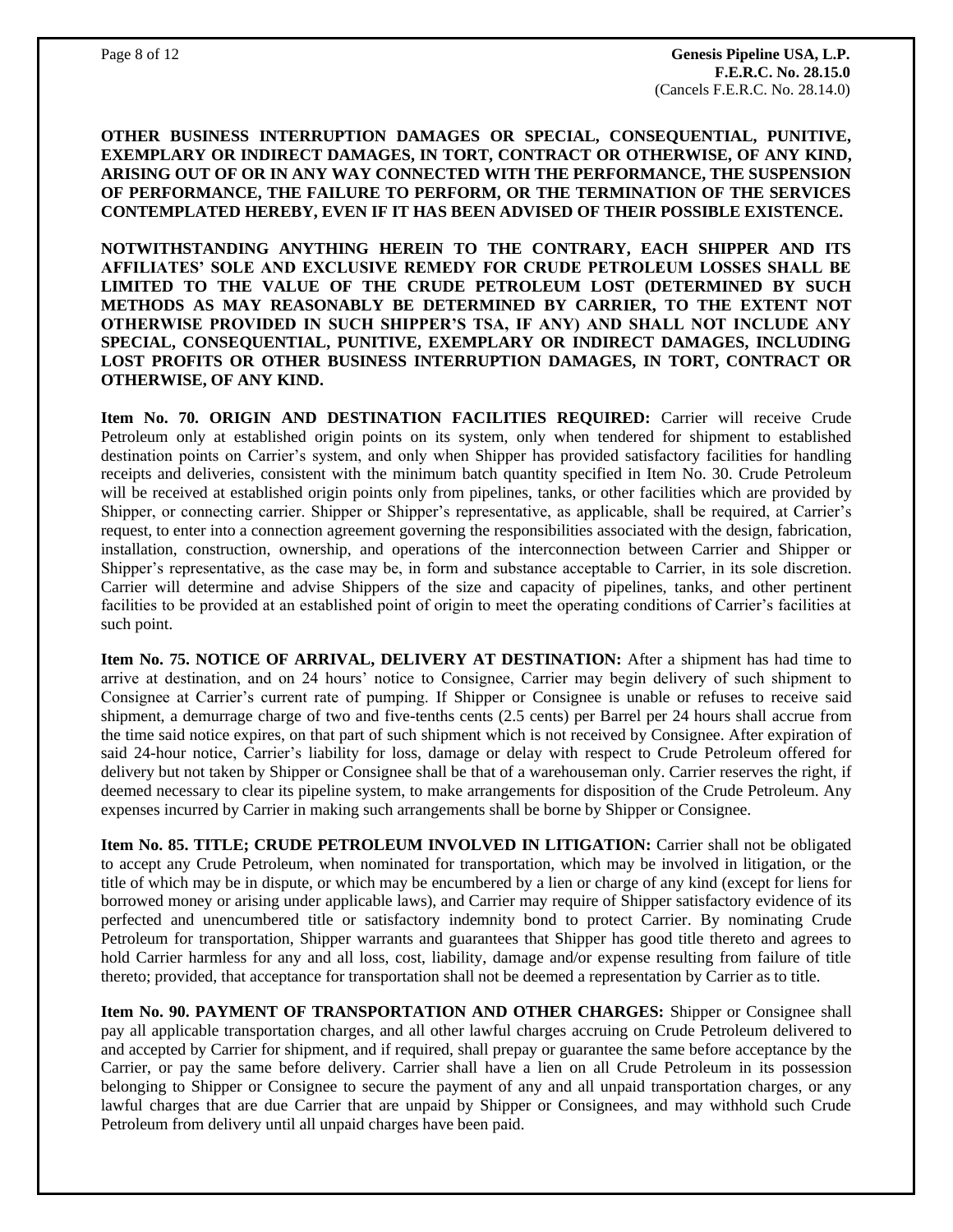**OTHER BUSINESS INTERRUPTION DAMAGES OR SPECIAL, CONSEQUENTIAL, PUNITIVE, EXEMPLARY OR INDIRECT DAMAGES, IN TORT, CONTRACT OR OTHERWISE, OF ANY KIND, ARISING OUT OF OR IN ANY WAY CONNECTED WITH THE PERFORMANCE, THE SUSPENSION OF PERFORMANCE, THE FAILURE TO PERFORM, OR THE TERMINATION OF THE SERVICES CONTEMPLATED HEREBY, EVEN IF IT HAS BEEN ADVISED OF THEIR POSSIBLE EXISTENCE.**

**NOTWITHSTANDING ANYTHING HEREIN TO THE CONTRARY, EACH SHIPPER AND ITS AFFILIATES' SOLE AND EXCLUSIVE REMEDY FOR CRUDE PETROLEUM LOSSES SHALL BE LIMITED TO THE VALUE OF THE CRUDE PETROLEUM LOST (DETERMINED BY SUCH METHODS AS MAY REASONABLY BE DETERMINED BY CARRIER, TO THE EXTENT NOT OTHERWISE PROVIDED IN SUCH SHIPPER'S TSA, IF ANY) AND SHALL NOT INCLUDE ANY SPECIAL, CONSEQUENTIAL, PUNITIVE, EXEMPLARY OR INDIRECT DAMAGES, INCLUDING LOST PROFITS OR OTHER BUSINESS INTERRUPTION DAMAGES, IN TORT, CONTRACT OR OTHERWISE, OF ANY KIND.**

**Item No. 70. ORIGIN AND DESTINATION FACILITIES REQUIRED:** Carrier will receive Crude Petroleum only at established origin points on its system, only when tendered for shipment to established destination points on Carrier's system, and only when Shipper has provided satisfactory facilities for handling receipts and deliveries, consistent with the minimum batch quantity specified in Item No. 30. Crude Petroleum will be received at established origin points only from pipelines, tanks, or other facilities which are provided by Shipper, or connecting carrier. Shipper or Shipper's representative, as applicable, shall be required, at Carrier's request, to enter into a connection agreement governing the responsibilities associated with the design, fabrication, installation, construction, ownership, and operations of the interconnection between Carrier and Shipper or Shipper's representative, as the case may be, in form and substance acceptable to Carrier, in its sole discretion. Carrier will determine and advise Shippers of the size and capacity of pipelines, tanks, and other pertinent facilities to be provided at an established point of origin to meet the operating conditions of Carrier's facilities at such point.

**Item No. 75. NOTICE OF ARRIVAL, DELIVERY AT DESTINATION:** After a shipment has had time to arrive at destination, and on 24 hours' notice to Consignee, Carrier may begin delivery of such shipment to Consignee at Carrier's current rate of pumping. If Shipper or Consignee is unable or refuses to receive said shipment, a demurrage charge of two and five-tenths cents (2.5 cents) per Barrel per 24 hours shall accrue from the time said notice expires, on that part of such shipment which is not received by Consignee. After expiration of said 24-hour notice, Carrier's liability for loss, damage or delay with respect to Crude Petroleum offered for delivery but not taken by Shipper or Consignee shall be that of a warehouseman only. Carrier reserves the right, if deemed necessary to clear its pipeline system, to make arrangements for disposition of the Crude Petroleum. Any expenses incurred by Carrier in making such arrangements shall be borne by Shipper or Consignee.

**Item No. 85. TITLE; CRUDE PETROLEUM INVOLVED IN LITIGATION:** Carrier shall not be obligated to accept any Crude Petroleum, when nominated for transportation, which may be involved in litigation, or the title of which may be in dispute, or which may be encumbered by a lien or charge of any kind (except for liens for borrowed money or arising under applicable laws), and Carrier may require of Shipper satisfactory evidence of its perfected and unencumbered title or satisfactory indemnity bond to protect Carrier. By nominating Crude Petroleum for transportation, Shipper warrants and guarantees that Shipper has good title thereto and agrees to hold Carrier harmless for any and all loss, cost, liability, damage and/or expense resulting from failure of title thereto; provided, that acceptance for transportation shall not be deemed a representation by Carrier as to title.

**Item No. 90. PAYMENT OF TRANSPORTATION AND OTHER CHARGES:** Shipper or Consignee shall pay all applicable transportation charges, and all other lawful charges accruing on Crude Petroleum delivered to and accepted by Carrier for shipment, and if required, shall prepay or guarantee the same before acceptance by the Carrier, or pay the same before delivery. Carrier shall have a lien on all Crude Petroleum in its possession belonging to Shipper or Consignee to secure the payment of any and all unpaid transportation charges, or any lawful charges that are due Carrier that are unpaid by Shipper or Consignees, and may withhold such Crude Petroleum from delivery until all unpaid charges have been paid.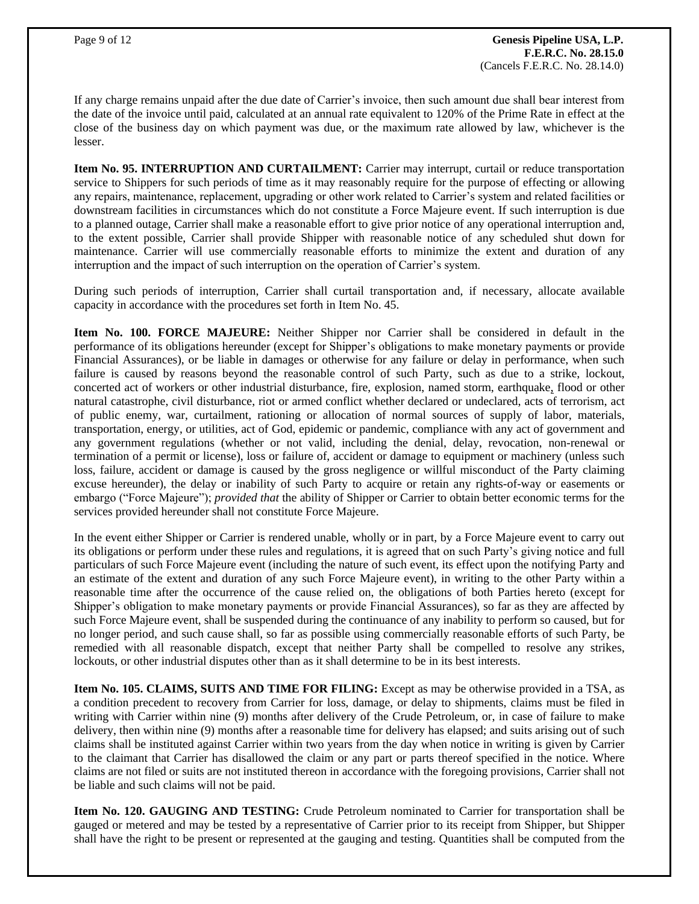If any charge remains unpaid after the due date of Carrier's invoice, then such amount due shall bear interest from the date of the invoice until paid, calculated at an annual rate equivalent to 120% of the Prime Rate in effect at the close of the business day on which payment was due, or the maximum rate allowed by law, whichever is the lesser.

**Item No. 95. INTERRUPTION AND CURTAILMENT:** Carrier may interrupt, curtail or reduce transportation service to Shippers for such periods of time as it may reasonably require for the purpose of effecting or allowing any repairs, maintenance, replacement, upgrading or other work related to Carrier's system and related facilities or downstream facilities in circumstances which do not constitute a Force Majeure event. If such interruption is due to a planned outage, Carrier shall make a reasonable effort to give prior notice of any operational interruption and, to the extent possible, Carrier shall provide Shipper with reasonable notice of any scheduled shut down for maintenance. Carrier will use commercially reasonable efforts to minimize the extent and duration of any interruption and the impact of such interruption on the operation of Carrier's system.

During such periods of interruption, Carrier shall curtail transportation and, if necessary, allocate available capacity in accordance with the procedures set forth in Item No. 45.

**Item No. 100. FORCE MAJEURE:** Neither Shipper nor Carrier shall be considered in default in the performance of its obligations hereunder (except for Shipper's obligations to make monetary payments or provide Financial Assurances), or be liable in damages or otherwise for any failure or delay in performance, when such failure is caused by reasons beyond the reasonable control of such Party, such as due to a strike, lockout, concerted act of workers or other industrial disturbance, fire, explosion, named storm, earthquake, flood or other natural catastrophe, civil disturbance, riot or armed conflict whether declared or undeclared, acts of terrorism, act of public enemy, war, curtailment, rationing or allocation of normal sources of supply of labor, materials, transportation, energy, or utilities, act of God, epidemic or pandemic, compliance with any act of government and any government regulations (whether or not valid, including the denial, delay, revocation, non-renewal or termination of a permit or license), loss or failure of, accident or damage to equipment or machinery (unless such loss, failure, accident or damage is caused by the gross negligence or willful misconduct of the Party claiming excuse hereunder), the delay or inability of such Party to acquire or retain any rights-of-way or easements or embargo ("Force Majeure"); *provided that* the ability of Shipper or Carrier to obtain better economic terms for the services provided hereunder shall not constitute Force Majeure.

In the event either Shipper or Carrier is rendered unable, wholly or in part, by a Force Majeure event to carry out its obligations or perform under these rules and regulations, it is agreed that on such Party's giving notice and full particulars of such Force Majeure event (including the nature of such event, its effect upon the notifying Party and an estimate of the extent and duration of any such Force Majeure event), in writing to the other Party within a reasonable time after the occurrence of the cause relied on, the obligations of both Parties hereto (except for Shipper's obligation to make monetary payments or provide Financial Assurances), so far as they are affected by such Force Majeure event, shall be suspended during the continuance of any inability to perform so caused, but for no longer period, and such cause shall, so far as possible using commercially reasonable efforts of such Party, be remedied with all reasonable dispatch, except that neither Party shall be compelled to resolve any strikes, lockouts, or other industrial disputes other than as it shall determine to be in its best interests.

**Item No. 105. CLAIMS, SUITS AND TIME FOR FILING:** Except as may be otherwise provided in a TSA, as a condition precedent to recovery from Carrier for loss, damage, or delay to shipments, claims must be filed in writing with Carrier within nine (9) months after delivery of the Crude Petroleum, or, in case of failure to make delivery, then within nine (9) months after a reasonable time for delivery has elapsed; and suits arising out of such claims shall be instituted against Carrier within two years from the day when notice in writing is given by Carrier to the claimant that Carrier has disallowed the claim or any part or parts thereof specified in the notice. Where claims are not filed or suits are not instituted thereon in accordance with the foregoing provisions, Carrier shall not be liable and such claims will not be paid.

**Item No. 120. GAUGING AND TESTING:** Crude Petroleum nominated to Carrier for transportation shall be gauged or metered and may be tested by a representative of Carrier prior to its receipt from Shipper, but Shipper shall have the right to be present or represented at the gauging and testing. Quantities shall be computed from the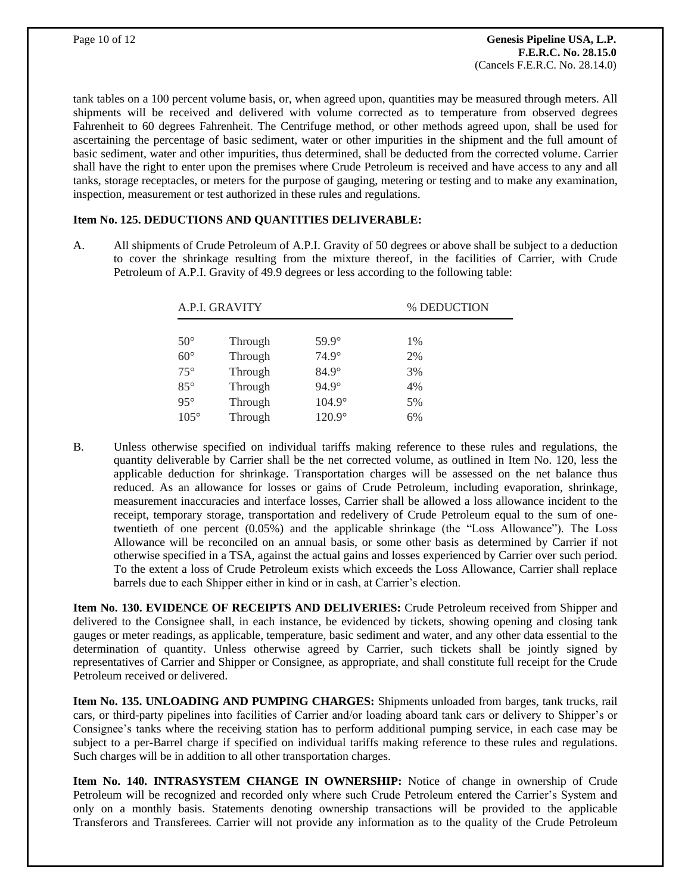tank tables on a 100 percent volume basis, or, when agreed upon, quantities may be measured through meters. All shipments will be received and delivered with volume corrected as to temperature from observed degrees Fahrenheit to 60 degrees Fahrenheit. The Centrifuge method, or other methods agreed upon, shall be used for ascertaining the percentage of basic sediment, water or other impurities in the shipment and the full amount of basic sediment, water and other impurities, thus determined, shall be deducted from the corrected volume. Carrier shall have the right to enter upon the premises where Crude Petroleum is received and have access to any and all tanks, storage receptacles, or meters for the purpose of gauging, metering or testing and to make any examination, inspection, measurement or test authorized in these rules and regulations.

**Item No. 125. DEDUCTIONS AND QUANTITIES DELIVERABLE:**

A. All shipments of Crude Petroleum of A.P.I. Gravity of 50 degrees or above shall be subject to a deduction to cover the shrinkage resulting from the mixture thereof, in the facilities of Carrier, with Crude Petroleum of A.P.I. Gravity of 49.9 degrees or less according to the following table:

| A.P.I. GRAVITY | | | % DEDUCTION |
|---|---|---|---|
| 50° | Through | 59.9° | 1% |
| 60° | Through | 74.9° | 2% |
| 75° | Through | 84.9° | 3% |
| 85° | Through | 94.9° | 4% |
| 95° | Through | 104.9° | 5% |
| 105° | Through | 120.9° | 6% |

B. Unless otherwise specified on individual tariffs making reference to these rules and regulations, the quantity deliverable by Carrier shall be the net corrected volume, as outlined in Item No. 120, less the applicable deduction for shrinkage. Transportation charges will be assessed on the net balance thus reduced. As an allowance for losses or gains of Crude Petroleum, including evaporation, shrinkage, measurement inaccuracies and interface losses, Carrier shall be allowed a loss allowance incident to the receipt, temporary storage, transportation and redelivery of Crude Petroleum equal to the sum of one-twentieth of one percent (0.05%) and the applicable shrinkage (the "Loss Allowance"). The Loss Allowance will be reconciled on an annual basis, or some other basis as determined by Carrier if not otherwise specified in a TSA, against the actual gains and losses experienced by Carrier over such period. To the extent a loss of Crude Petroleum exists which exceeds the Loss Allowance, Carrier shall replace barrels due to each Shipper either in kind or in cash, at Carrier's election.

**Item No. 130. EVIDENCE OF RECEIPTS AND DELIVERIES:** Crude Petroleum received from Shipper and delivered to the Consignee shall, in each instance, be evidenced by tickets, showing opening and closing tank gauges or meter readings, as applicable, temperature, basic sediment and water, and any other data essential to the determination of quantity. Unless otherwise agreed by Carrier, such tickets shall be jointly signed by representatives of Carrier and Shipper or Consignee, as appropriate, and shall constitute full receipt for the Crude Petroleum received or delivered.

**Item No. 135. UNLOADING AND PUMPING CHARGES:** Shipments unloaded from barges, tank trucks, rail cars, or third-party pipelines into facilities of Carrier and/or loading aboard tank cars or delivery to Shipper's or Consignee's tanks where the receiving station has to perform additional pumping service, in each case may be subject to a per-Barrel charge if specified on individual tariffs making reference to these rules and regulations. Such charges will be in addition to all other transportation charges.

**Item No. 140. INTRASYSTEM CHANGE IN OWNERSHIP:** Notice of change in ownership of Crude Petroleum will be recognized and recorded only where such Crude Petroleum entered the Carrier's System and only on a monthly basis. Statements denoting ownership transactions will be provided to the applicable Transferors and Transferees. Carrier will not provide any information as to the quality of the Crude Petroleum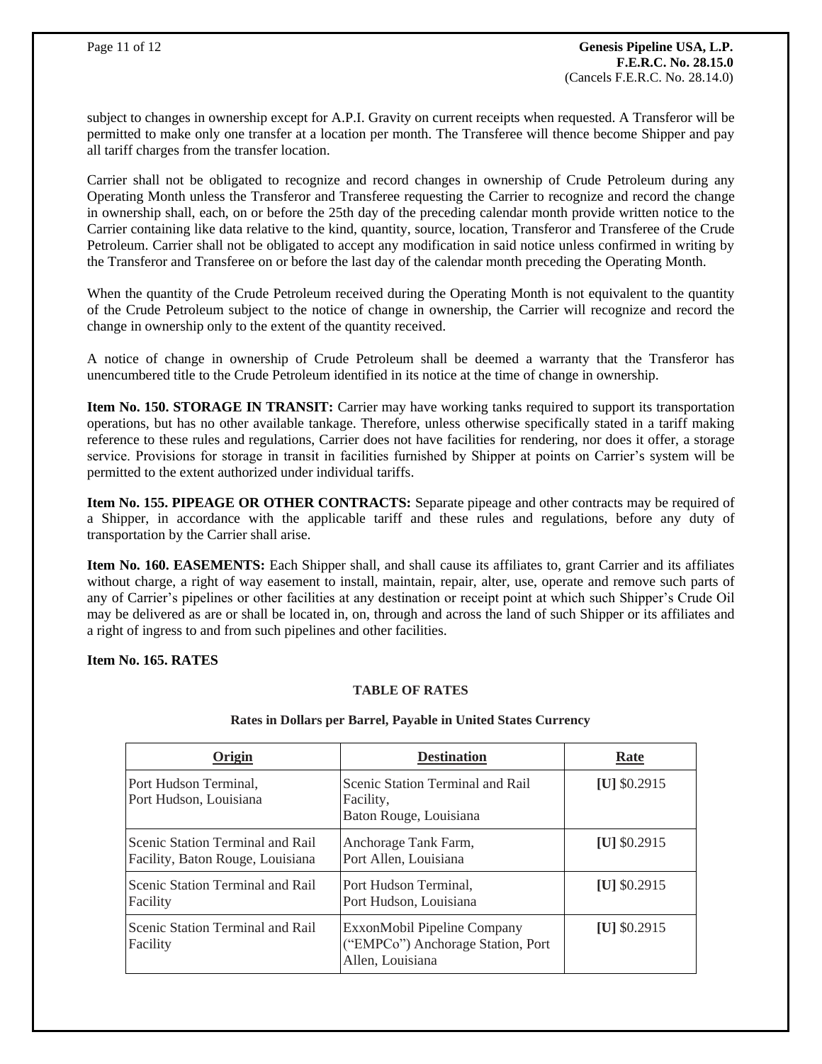subject to changes in ownership except for A.P.I. Gravity on current receipts when requested. A Transferor will be permitted to make only one transfer at a location per month. The Transferee will thence become Shipper and pay all tariff charges from the transfer location.

Carrier shall not be obligated to recognize and record changes in ownership of Crude Petroleum during any Operating Month unless the Transferor and Transferee requesting the Carrier to recognize and record the change in ownership shall, each, on or before the 25th day of the preceding calendar month provide written notice to the Carrier containing like data relative to the kind, quantity, source, location, Transferor and Transferee of the Crude Petroleum. Carrier shall not be obligated to accept any modification in said notice unless confirmed in writing by the Transferor and Transferee on or before the last day of the calendar month preceding the Operating Month.

When the quantity of the Crude Petroleum received during the Operating Month is not equivalent to the quantity of the Crude Petroleum subject to the notice of change in ownership, the Carrier will recognize and record the change in ownership only to the extent of the quantity received.

A notice of change in ownership of Crude Petroleum shall be deemed a warranty that the Transferor has unencumbered title to the Crude Petroleum identified in its notice at the time of change in ownership.

**Item No. 150. STORAGE IN TRANSIT:** Carrier may have working tanks required to support its transportation operations, but has no other available tankage. Therefore, unless otherwise specifically stated in a tariff making reference to these rules and regulations, Carrier does not have facilities for rendering, nor does it offer, a storage service. Provisions for storage in transit in facilities furnished by Shipper at points on Carrier's system will be permitted to the extent authorized under individual tariffs.

**Item No. 155. PIPEAGE OR OTHER CONTRACTS:** Separate pipeage and other contracts may be required of a Shipper, in accordance with the applicable tariff and these rules and regulations, before any duty of transportation by the Carrier shall arise.

**Item No. 160. EASEMENTS:** Each Shipper shall, and shall cause its affiliates to, grant Carrier and its affiliates without charge, a right of way easement to install, maintain, repair, alter, use, operate and remove such parts of any of Carrier's pipelines or other facilities at any destination or receipt point at which such Shipper's Crude Oil may be delivered as are or shall be located in, on, through and across the land of such Shipper or its affiliates and a right of ingress to and from such pipelines and other facilities.

**Item No. 165. RATES**

**TABLE OF RATES**

**Rates in Dollars per Barrel, Payable in United States Currency**

| Origin | Destination | Rate |
|---|---|---|
| Port Hudson Terminal, Port Hudson, Louisiana | Scenic Station Terminal and Rail Facility, Baton Rouge, Louisiana | **[U]** $0.2915 |
| Scenic Station Terminal and Rail Facility, Baton Rouge, Louisiana | Anchorage Tank Farm, Port Allen, Louisiana | **[U]** $0.2915 |
| Scenic Station Terminal and Rail Facility | Port Hudson Terminal, Port Hudson, Louisiana | **[U]** $0.2915 |
| Scenic Station Terminal and Rail Facility | ExxonMobil Pipeline Company ("EMPCo") Anchorage Station, Port Allen, Louisiana | **[U]** $0.2915 |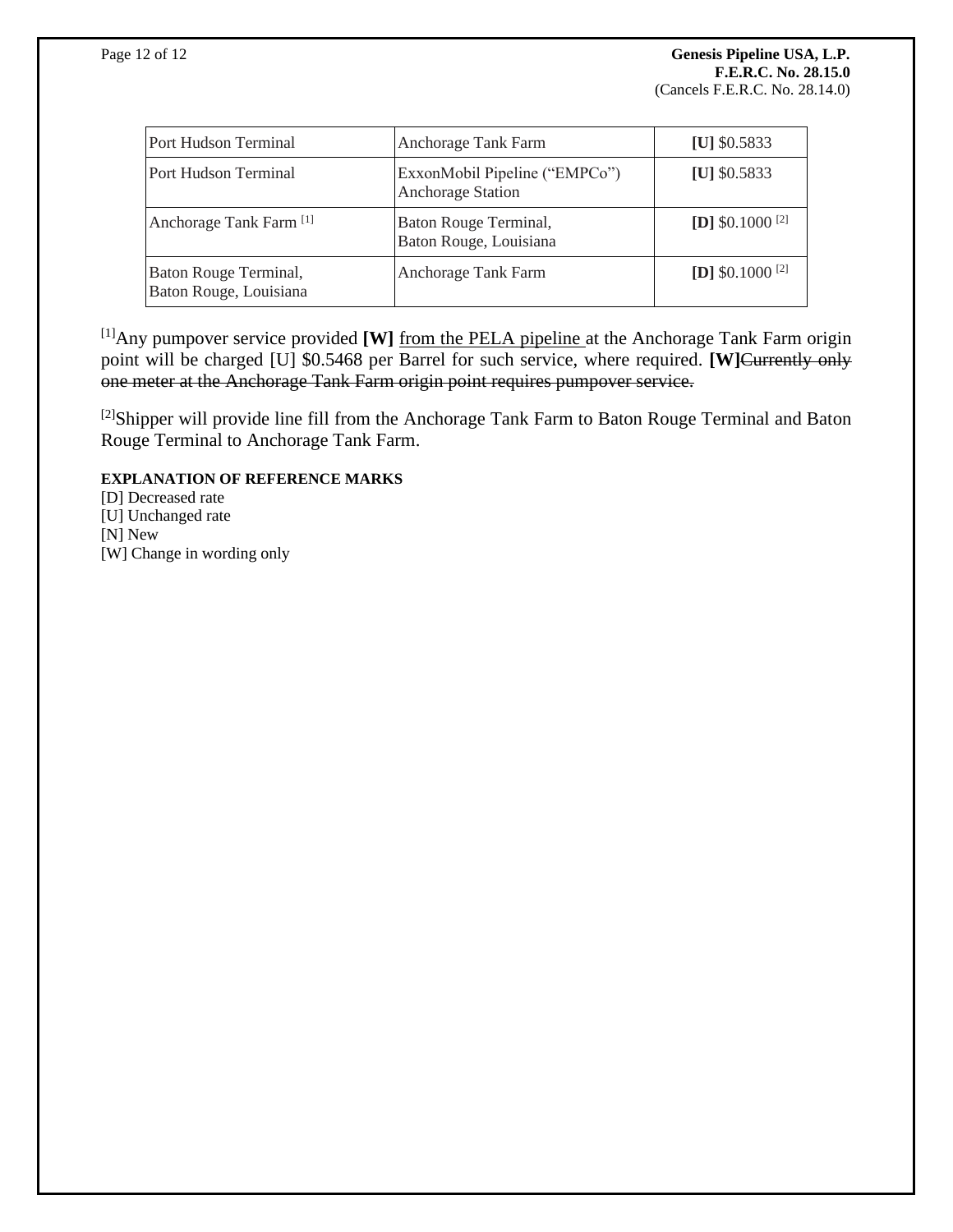| | | |
|---|---|---|
| Port Hudson Terminal | Anchorage Tank Farm | **[U]** $0.5833 |
| Port Hudson Terminal | ExxonMobil Pipeline ("EMPCo") Anchorage Station | **[U]** $0.5833 |
| Anchorage Tank Farm [1] | Baton Rouge Terminal, Baton Rouge, Louisiana | **[D]** $0.1000 [2] |
| Baton Rouge Terminal, Baton Rouge, Louisiana | Anchorage Tank Farm | **[D]** $0.1000 [2] |

[1]Any pumpover service provided **[W]** <u>from the PELA pipeline</u> at the Anchorage Tank Farm origin point will be charged [U] $0.5468 per Barrel for such service, where required. **[W]**~~Currently only one meter at the Anchorage Tank Farm origin point requires pumpover service.~~

[2]Shipper will provide line fill from the Anchorage Tank Farm to Baton Rouge Terminal and Baton Rouge Terminal to Anchorage Tank Farm.

**EXPLANATION OF REFERENCE MARKS**

[D] Decreased rate
[U] Unchanged rate
[N] New
[W] Change in wording only